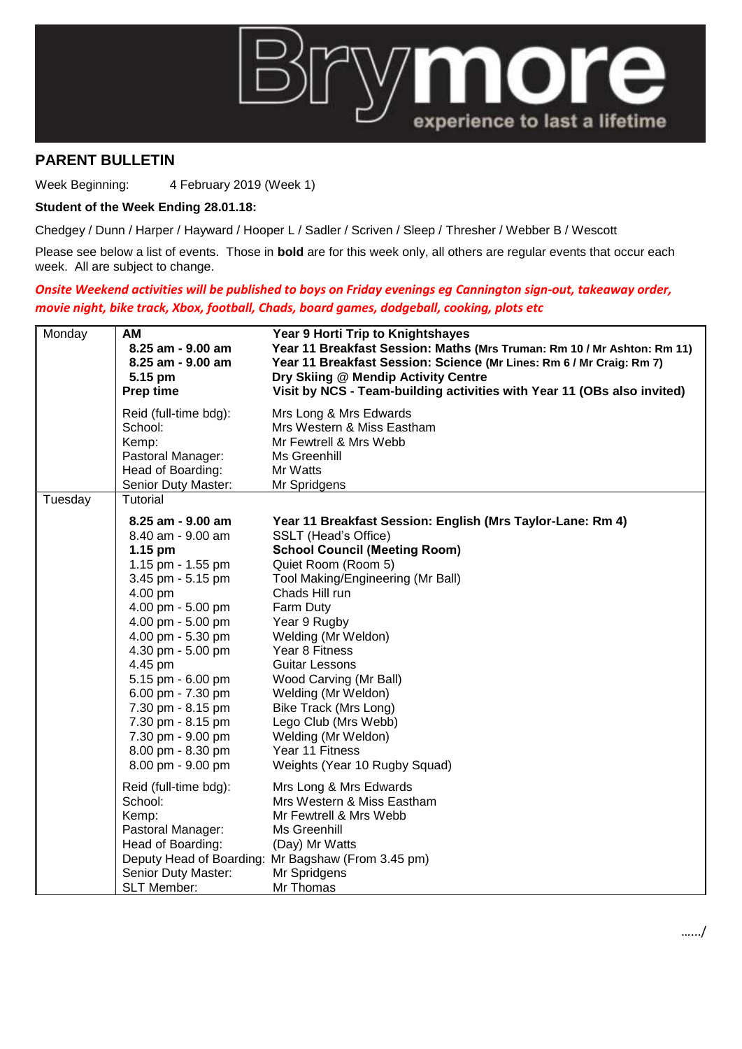Brymore

experience to last a lifetime

## PARENT BULLETIN

Week Beginning: 4 February 2019 (Week 1)

**Student of the Week Ending 28.01.18:**

Chedgey / Dunn / Harper / Hayward / Hooper L / Sadler / Scriven / Sleep / Thresher / Webber B / Wescott

Please see below a list of events. Those in **bold** are for this week only, all others are regular events that occur each week. All are subject to change.

***Onsite Weekend activities will be published to boys on Friday evenings eg Cannington sign-out, takeaway order, movie night, bike track, Xbox, football, Chads, board games, dodgeball, cooking, plots etc***

| Day | Time | Event |
|---|---|---|
| Monday | **AM** | **Year 9 Horti Trip to Knightshayes** |
| | **8.25 am - 9.00 am** | **Year 11 Breakfast Session: Maths (Mrs Truman: Rm 10 / Mr Ashton: Rm 11)** |
| | **8.25 am - 9.00 am** | **Year 11 Breakfast Session: Science (Mr Lines: Rm 6 / Mr Craig: Rm 7)** |
| | **5.15 pm** | **Dry Skiing @ Mendip Activity Centre** |
| | **Prep time** | **Visit by NCS - Team-building activities with Year 11 (OBs also invited)** |
| | Reid (full-time bdg): | Mrs Long & Mrs Edwards |
| | School: | Mrs Western & Miss Eastham |
| | Kemp: | Mr Fewtrell & Mrs Webb |
| | Pastoral Manager: | Ms Greenhill |
| | Head of Boarding: | Mr Watts |
| | Senior Duty Master: | Mr Spridgens |
| Tuesday | Tutorial | |
| | **8.25 am - 9.00 am** | **Year 11 Breakfast Session: English (Mrs Taylor-Lane: Rm 4)** |
| | 8.40 am - 9.00 am | SSLT (Head's Office) |
| | **1.15 pm** | **School Council (Meeting Room)** |
| | 1.15 pm - 1.55 pm | Quiet Room (Room 5) |
| | 3.45 pm - 5.15 pm | Tool Making/Engineering (Mr Ball) |
| | 4.00 pm | Chads Hill run |
| | 4.00 pm - 5.00 pm | Farm Duty |
| | 4.00 pm - 5.00 pm | Year 9 Rugby |
| | 4.00 pm - 5.30 pm | Welding (Mr Weldon) |
| | 4.30 pm - 5.00 pm | Year 8 Fitness |
| | 4.45 pm | Guitar Lessons |
| | 5.15 pm - 6.00 pm | Wood Carving (Mr Ball) |
| | 6.00 pm - 7.30 pm | Welding (Mr Weldon) |
| | 7.30 pm - 8.15 pm | Bike Track (Mrs Long) |
| | 7.30 pm - 8.15 pm | Lego Club (Mrs Webb) |
| | 7.30 pm - 9.00 pm | Welding (Mr Weldon) |
| | 8.00 pm - 8.30 pm | Year 11 Fitness |
| | 8.00 pm - 9.00 pm | Weights (Year 10 Rugby Squad) |
| | Reid (full-time bdg): | Mrs Long & Mrs Edwards |
| | School: | Mrs Western & Miss Eastham |
| | Kemp: | Mr Fewtrell & Mrs Webb |
| | Pastoral Manager: | Ms Greenhill |
| | Head of Boarding: | (Day) Mr Watts |
| | Deputy Head of Boarding: | Mr Bagshaw (From 3.45 pm) |
| | Senior Duty Master: | Mr Spridgens |
| | SLT Member: | Mr Thomas |

……/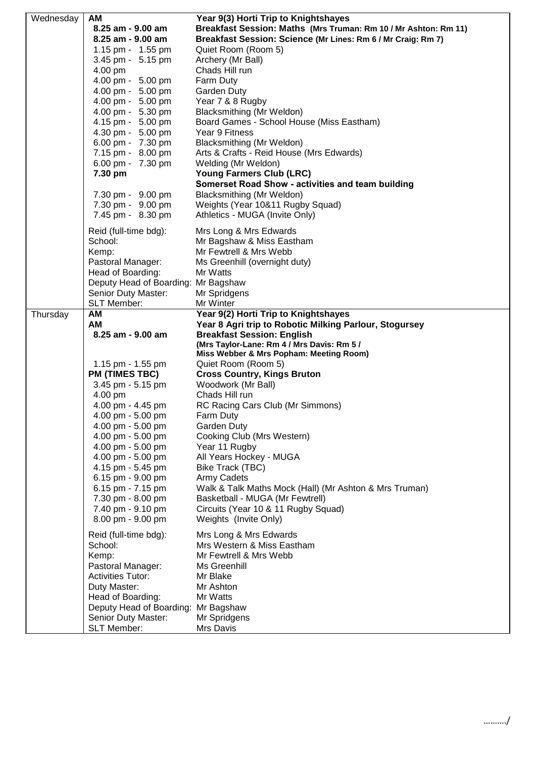| Day | Time | Activity |
|---|---|---|
| Wednesday | **AM** | **Year 9(3) Horti Trip to Knightshayes** |
| | **8.25 am - 9.00 am** | **Breakfast Session: Maths (Mrs Truman: Rm 10 / Mr Ashton: Rm 11)** |
| | **8.25 am - 9.00 am** | **Breakfast Session: Science (Mr Lines: Rm 6 / Mr Craig: Rm 7)** |
| | 1.15 pm - 1.55 pm | Quiet Room (Room 5) |
| | 3.45 pm - 5.15 pm | Archery (Mr Ball) |
| | 4.00 pm | Chads Hill run |
| | 4.00 pm - 5.00 pm | Farm Duty |
| | 4.00 pm - 5.00 pm | Garden Duty |
| | 4.00 pm - 5.00 pm | Year 7 & 8 Rugby |
| | 4.00 pm - 5.30 pm | Blacksmithing (Mr Weldon) |
| | 4.15 pm - 5.00 pm | Board Games - School House (Miss Eastham) |
| | 4.30 pm - 5.00 pm | Year 9 Fitness |
| | 6.00 pm - 7.30 pm | Blacksmithing (Mr Weldon) |
| | 7.15 pm - 8.00 pm | Arts & Crafts - Reid House (Mrs Edwards) |
| | 6.00 pm - 7.30 pm | Welding (Mr Weldon) |
| | **7.30 pm** | **Young Farmers Club (LRC)** |
| | | **Somerset Road Show - activities and team building** |
| | 7.30 pm - 9.00 pm | Blacksmithing (Mr Weldon) |
| | 7.30 pm - 9.00 pm | Weights (Year 10&11 Rugby Squad) |
| | 7.45 pm - 8.30 pm | Athletics - MUGA (Invite Only) |
| | Reid (full-time bdg): | Mrs Long & Mrs Edwards |
| | School: | Mr Bagshaw & Miss Eastham |
| | Kemp: | Mr Fewtrell & Mrs Webb |
| | Pastoral Manager: | Ms Greenhill (overnight duty) |
| | Head of Boarding: | Mr Watts |
| | Deputy Head of Boarding: | Mr Bagshaw |
| | Senior Duty Master: | Mr Spridgens |
| | SLT Member: | Mr Winter |
| Thursday | **AM** | **Year 9(2) Horti Trip to Knightshayes** |
| | **AM** | **Year 8 Agri trip to Robotic Milking Parlour, Stogursey** |
| | **8.25 am - 9.00 am** | **Breakfast Session: English** **(Mrs Taylor-Lane: Rm 4 / Mrs Davis: Rm 5 / Miss Webber & Mrs Popham: Meeting Room)** |
| | 1.15 pm - 1.55 pm | Quiet Room (Room 5) |
| | **PM (TIMES TBC)** | **Cross Country, Kings Bruton** |
| | 3.45 pm - 5.15 pm | Woodwork (Mr Ball) |
| | 4.00 pm | Chads Hill run |
| | 4.00 pm - 4.45 pm | RC Racing Cars Club (Mr Simmons) |
| | 4.00 pm - 5.00 pm | Farm Duty |
| | 4.00 pm - 5.00 pm | Garden Duty |
| | 4.00 pm - 5.00 pm | Cooking Club (Mrs Western) |
| | 4.00 pm - 5.00 pm | Year 11 Rugby |
| | 4.00 pm - 5.00 pm | All Years Hockey - MUGA |
| | 4.15 pm - 5.45 pm | Bike Track (TBC) |
| | 6.15 pm - 9.00 pm | Army Cadets |
| | 6.15 pm - 7.15 pm | Walk & Talk Maths Mock (Hall) (Mr Ashton & Mrs Truman) |
| | 7.30 pm - 8.00 pm | Basketball - MUGA (Mr Fewtrell) |
| | 7.40 pm - 9.10 pm | Circuits (Year 10 & 11 Rugby Squad) |
| | 8.00 pm - 9.00 pm | Weights (Invite Only) |
| | Reid (full-time bdg): | Mrs Long & Mrs Edwards |
| | School: | Mrs Western & Miss Eastham |
| | Kemp: | Mr Fewtrell & Mrs Webb |
| | Pastoral Manager: | Ms Greenhill |
| | Activities Tutor: | Mr Blake |
| | Duty Master: | Mr Ashton |
| | Head of Boarding: | Mr Watts |
| | Deputy Head of Boarding: | Mr Bagshaw |
| | Senior Duty Master: | Mr Spridgens |
| | SLT Member: | Mrs Davis |

………/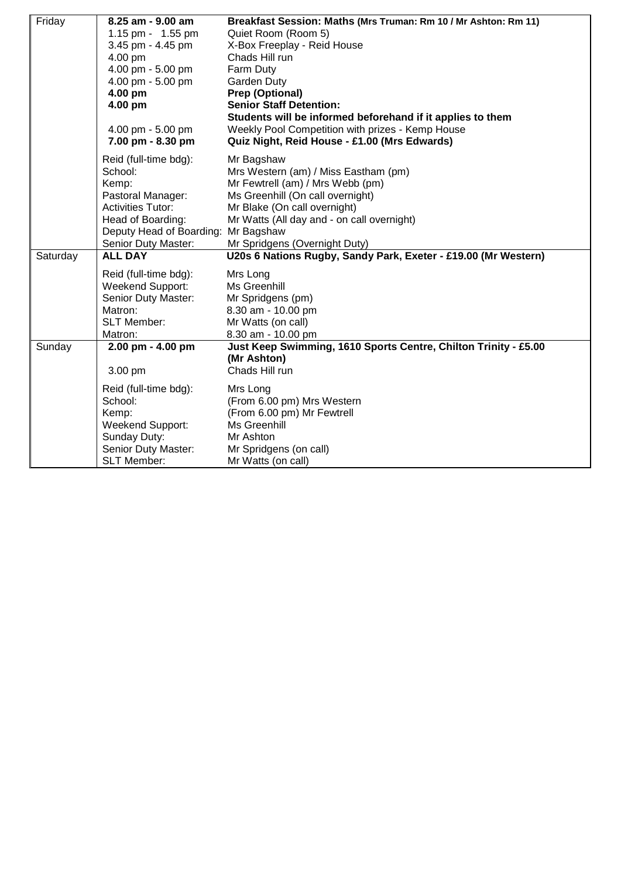| | | |
|---|---|---|
| Friday | **8.25 am - 9.00 am** | **Breakfast Session: Maths (Mrs Truman: Rm 10 / Mr Ashton: Rm 11)** |
| | 1.15 pm - 1.55 pm | Quiet Room (Room 5) |
| | 3.45 pm - 4.45 pm | X-Box Freeplay - Reid House |
| | 4.00 pm | Chads Hill run |
| | 4.00 pm - 5.00 pm | Farm Duty |
| | 4.00 pm - 5.00 pm | Garden Duty |
| | **4.00 pm** | **Prep (Optional)** |
| | **4.00 pm** | **Senior Staff Detention:** |
| | | **Students will be informed beforehand if it applies to them** |
| | 4.00 pm - 5.00 pm | Weekly Pool Competition with prizes - Kemp House |
| | **7.00 pm - 8.30 pm** | **Quiz Night, Reid House - £1.00 (Mrs Edwards)** |
| | Reid (full-time bdg): | Mr Bagshaw |
| | School: | Mrs Western (am) / Miss Eastham (pm) |
| | Kemp: | Mr Fewtrell (am) / Mrs Webb (pm) |
| | Pastoral Manager: | Ms Greenhill (On call overnight) |
| | Activities Tutor: | Mr Blake (On call overnight) |
| | Head of Boarding: | Mr Watts (All day and - on call overnight) |
| | Deputy Head of Boarding: | Mr Bagshaw |
| | Senior Duty Master: | Mr Spridgens (Overnight Duty) |
| Saturday | **ALL DAY** | **U20s 6 Nations Rugby, Sandy Park, Exeter - £19.00 (Mr Western)** |
| | Reid (full-time bdg): | Mrs Long |
| | Weekend Support: | Ms Greenhill |
| | Senior Duty Master: | Mr Spridgens (pm) |
| | Matron: | 8.30 am - 10.00 pm |
| | SLT Member: | Mr Watts (on call) |
| | Matron: | 8.30 am - 10.00 pm |
| Sunday | **2.00 pm - 4.00 pm** | **Just Keep Swimming, 1610 Sports Centre, Chilton Trinity - £5.00 (Mr Ashton)** |
| | 3.00 pm | Chads Hill run |
| | Reid (full-time bdg): | Mrs Long |
| | School: | (From 6.00 pm) Mrs Western |
| | Kemp: | (From 6.00 pm) Mr Fewtrell |
| | Weekend Support: | Ms Greenhill |
| | Sunday Duty: | Mr Ashton |
| | Senior Duty Master: | Mr Spridgens (on call) |
| | SLT Member: | Mr Watts (on call) |